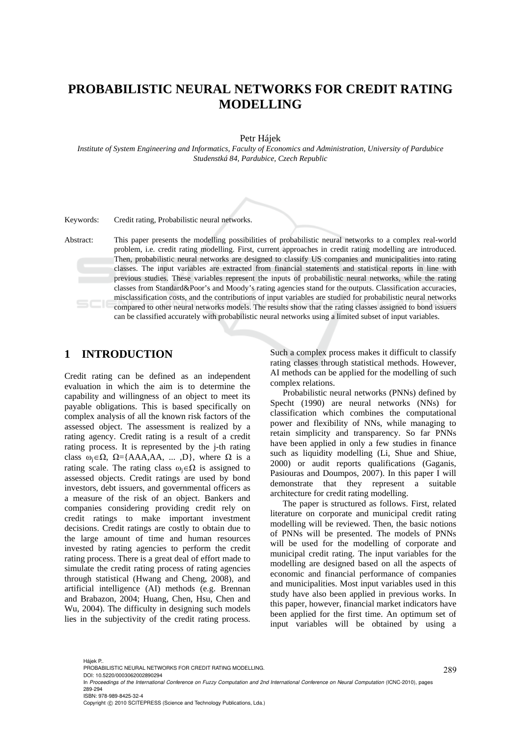# PROBABILISTIC NEURAL NETWORKS FOR CREDIT RATING MODELLING

Petr Hájek

*Institute of System Engineering and Informatics, Faculty of Economics and Administration, University of Pardubice Studenstká 84, Pardubice, Czech Republic*

Keywords: Credit rating, Probabilistic neural networks.

Abstract: This paper presents the modelling possibilities of probabilistic neural networks to a complex real-world problem, i.e. credit rating modelling. First, current approaches in credit rating modelling are introduced. Then, probabilistic neural networks are designed to classify US companies and municipalities into rating classes. The input variables are extracted from financial statements and statistical reports in line with previous studies. These variables represent the inputs of probabilistic neural networks, while the rating classes from Standard&Poor's and Moody's rating agencies stand for the outputs. Classification accuracies, misclassification costs, and the contributions of input variables are studied for probabilistic neural networks compared to other neural networks models. The results show that the rating classes assigned to bond issuers can be classified accurately with probabilistic neural networks using a limited subset of input variables.

## 1 INTRODUCTION

Credit rating can be defined as an independent evaluation in which the aim is to determine the capability and willingness of an object to meet its payable obligations. This is based specifically on complex analysis of all the known risk factors of the assessed object. The assessment is realized by a rating agency. Credit rating is a result of a credit rating process. It is represented by the j-th rating class $\omega_j \in \Omega$, $\Omega$={AAA,AA, ... ,D}, where $\Omega$ is a rating scale. The rating class $\omega_j \in \Omega$ is assigned to assessed objects. Credit ratings are used by bond investors, debt issuers, and governmental officers as a measure of the risk of an object. Bankers and companies considering providing credit rely on credit ratings to make important investment decisions. Credit ratings are costly to obtain due to the large amount of time and human resources invested by rating agencies to perform the credit rating process. There is a great deal of effort made to simulate the credit rating process of rating agencies through statistical (Hwang and Cheng, 2008), and artificial intelligence (AI) methods (e.g. Brennan and Brabazon, 2004; Huang, Chen, Hsu, Chen and Wu, 2004). The difficulty in designing such models lies in the subjectivity of the credit rating process. Such a complex process makes it difficult to classify rating classes through statistical methods. However, AI methods can be applied for the modelling of such complex relations.

Probabilistic neural networks (PNNs) defined by Specht (1990) are neural networks (NNs) for classification which combines the computational power and flexibility of NNs, while managing to retain simplicity and transparency. So far PNNs have been applied in only a few studies in finance such as liquidity modelling (Li, Shue and Shiue, 2000) or audit reports qualifications (Gaganis, Pasiouras and Doumpos, 2007). In this paper I will demonstrate that they represent a suitable architecture for credit rating modelling.

The paper is structured as follows. First, related literature on corporate and municipal credit rating modelling will be reviewed. Then, the basic notions of PNNs will be presented. The models of PNNs will be used for the modelling of corporate and municipal credit rating. The input variables for the modelling are designed based on all the aspects of economic and financial performance of companies and municipalities. Most input variables used in this study have also been applied in previous works. In this paper, however, financial market indicators have been applied for the first time. An optimum set of input variables will be obtained by using a

Hájek P..
PROBABILISTIC NEURAL NETWORKS FOR CREDIT RATING MODELLING.
DOI: 10.5220/0003062002890294
In *Proceedings of the International Conference on Fuzzy Computation and 2nd International Conference on Neural Computation* (ICNC-2010), pages 289-294
ISBN: 978-989-8425-32-4
Copyright © 2010 SCITEPRESS (Science and Technology Publications, Lda.)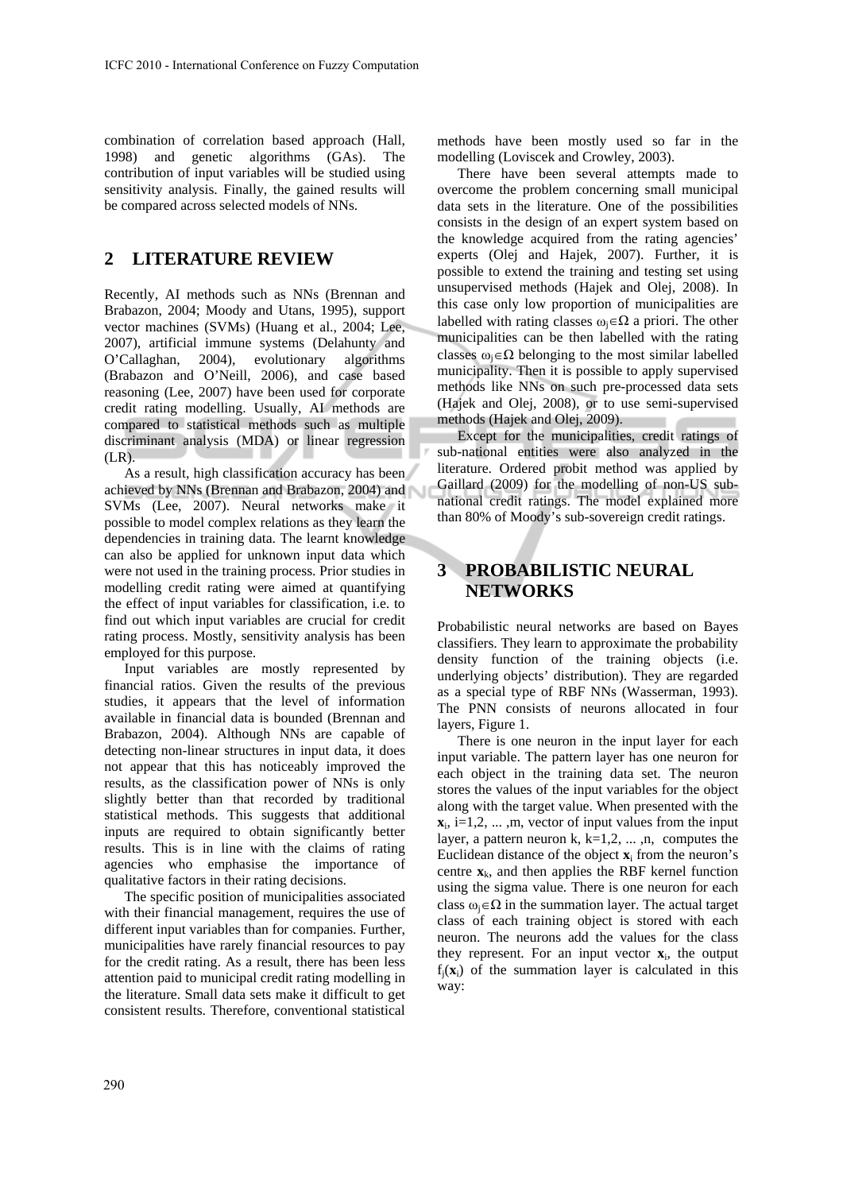combination of correlation based approach (Hall, 1998) and genetic algorithms (GAs). The contribution of input variables will be studied using sensitivity analysis. Finally, the gained results will be compared across selected models of NNs.

## 2 LITERATURE REVIEW

Recently, AI methods such as NNs (Brennan and Brabazon, 2004; Moody and Utans, 1995), support vector machines (SVMs) (Huang et al., 2004; Lee, 2007), artificial immune systems (Delahunty and O'Callaghan, 2004), evolutionary algorithms (Brabazon and O'Neill, 2006), and case based reasoning (Lee, 2007) have been used for corporate credit rating modelling. Usually, AI methods are compared to statistical methods such as multiple discriminant analysis (MDA) or linear regression (LR).

As a result, high classification accuracy has been achieved by NNs (Brennan and Brabazon, 2004) and SVMs (Lee, 2007). Neural networks make it possible to model complex relations as they learn the dependencies in training data. The learnt knowledge can also be applied for unknown input data which were not used in the training process. Prior studies in modelling credit rating were aimed at quantifying the effect of input variables for classification, i.e. to find out which input variables are crucial for credit rating process. Mostly, sensitivity analysis has been employed for this purpose.

Input variables are mostly represented by financial ratios. Given the results of the previous studies, it appears that the level of information available in financial data is bounded (Brennan and Brabazon, 2004). Although NNs are capable of detecting non-linear structures in input data, it does not appear that this has noticeably improved the results, as the classification power of NNs is only slightly better than that recorded by traditional statistical methods. This suggests that additional inputs are required to obtain significantly better results. This is in line with the claims of rating agencies who emphasise the importance of qualitative factors in their rating decisions.

The specific position of municipalities associated with their financial management, requires the use of different input variables than for companies. Further, municipalities have rarely financial resources to pay for the credit rating. As a result, there has been less attention paid to municipal credit rating modelling in the literature. Small data sets make it difficult to get consistent results. Therefore, conventional statistical methods have been mostly used so far in the modelling (Loviscek and Crowley, 2003).

There have been several attempts made to overcome the problem concerning small municipal data sets in the literature. One of the possibilities consists in the design of an expert system based on the knowledge acquired from the rating agencies' experts (Olej and Hajek, 2007). Further, it is possible to extend the training and testing set using unsupervised methods (Hajek and Olej, 2008). In this case only low proportion of municipalities are labelled with rating classes $\omega_j \in \Omega$ a priori. The other municipalities can be then labelled with the rating classes $\omega_j \in \Omega$ belonging to the most similar labelled municipality. Then it is possible to apply supervised methods like NNs on such pre-processed data sets (Hajek and Olej, 2008), or to use semi-supervised methods (Hajek and Olej, 2009).

Except for the municipalities, credit ratings of sub-national entities were also analyzed in the literature. Ordered probit method was applied by Gaillard (2009) for the modelling of non-US sub-national credit ratings. The model explained more than 80% of Moody's sub-sovereign credit ratings.

## 3 PROBABILISTIC NEURAL NETWORKS

Probabilistic neural networks are based on Bayes classifiers. They learn to approximate the probability density function of the training objects (i.e. underlying objects' distribution). They are regarded as a special type of RBF NNs (Wasserman, 1993). The PNN consists of neurons allocated in four layers, Figure 1.

There is one neuron in the input layer for each input variable. The pattern layer has one neuron for each object in the training data set. The neuron stores the values of the input variables for the object along with the target value. When presented with the $\mathbf{x}_i$, i=1,2, ... ,m, vector of input values from the input layer, a pattern neuron k, k=1,2, ... ,n, computes the Euclidean distance of the object $\mathbf{x}_i$ from the neuron's centre $\mathbf{x}_k$, and then applies the RBF kernel function using the sigma value. There is one neuron for each class $\omega_j \in \Omega$ in the summation layer. The actual target class of each training object is stored with each neuron. The neurons add the values for the class they represent. For an input vector $\mathbf{x}_i$, the output $f_j(\mathbf{x}_i)$ of the summation layer is calculated in this way: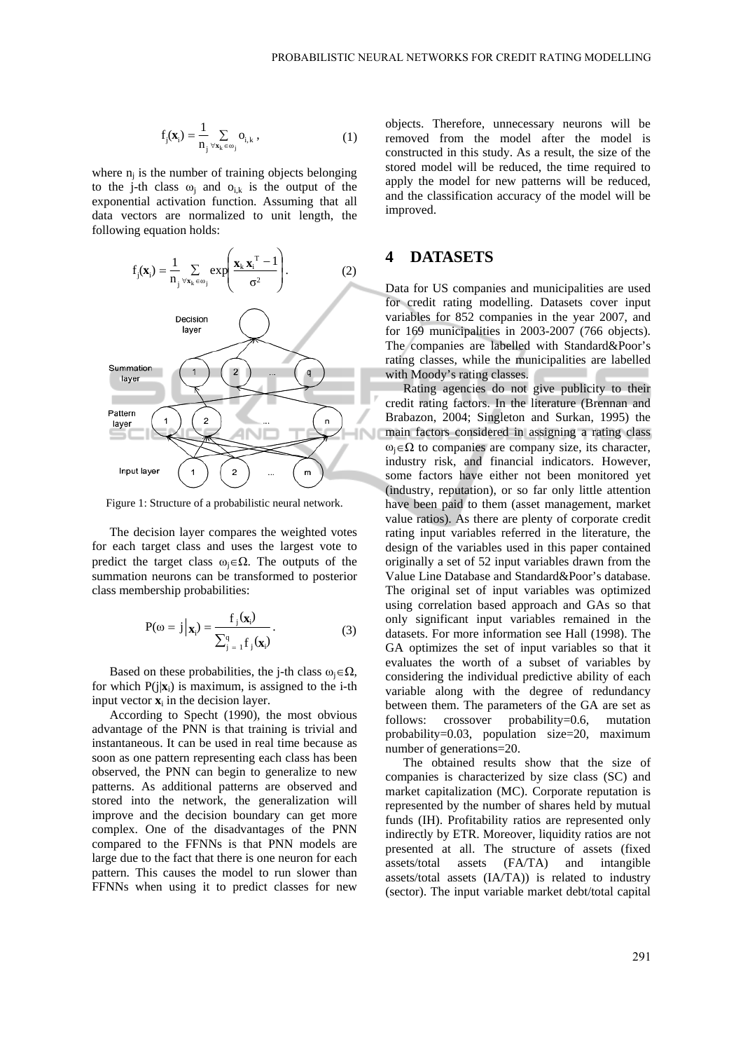$$f_j(\mathbf{x}_i) = \frac{1}{n_j} \sum_{\forall \mathbf{x}_k \in \omega_j} o_{i,k} \,, \tag{1}$$

where $n_j$ is the number of training objects belonging to the j-th class $\omega_j$ and $o_{i,k}$ is the output of the exponential activation function. Assuming that all data vectors are normalized to unit length, the following equation holds:

$$f_j(\mathbf{x}_i) = \frac{1}{n_j} \sum_{\forall \mathbf{x}_k \in \omega_j} \exp\left( \frac{\mathbf{x}_k \mathbf{x}_i^T - 1}{\sigma^2} \right). \tag{2}$$

Figure 1: Structure of a probabilistic neural network.

The decision layer compares the weighted votes for each target class and uses the largest vote to predict the target class $\omega_j \in \Omega$. The outputs of the summation neurons can be transformed to posterior class membership probabilities:

$$P(\omega = j \mid \mathbf{x}_i) = \frac{f_j(\mathbf{x}_i)}{\sum_{j=1}^{q} f_j(\mathbf{x}_i)} \,. \tag{3}$$

Based on these probabilities, the j-th class $\omega_j \in \Omega$, for which $P(j|\mathbf{x}_i)$ is maximum, is assigned to the i-th input vector $\mathbf{x}_i$ in the decision layer.

According to Specht (1990), the most obvious advantage of the PNN is that training is trivial and instantaneous. It can be used in real time because as soon as one pattern representing each class has been observed, the PNN can begin to generalize to new patterns. As additional patterns are observed and stored into the network, the generalization will improve and the decision boundary can get more complex. One of the disadvantages of the PNN compared to the FFNNs is that PNN models are large due to the fact that there is one neuron for each pattern. This causes the model to run slower than FFNNs when using it to predict classes for new objects. Therefore, unnecessary neurons will be removed from the model after the model is constructed in this study. As a result, the size of the stored model will be reduced, the time required to apply the model for new patterns will be reduced, and the classification accuracy of the model will be improved.

# 4 DATASETS

Data for US companies and municipalities are used for credit rating modelling. Datasets cover input variables for 852 companies in the year 2007, and for 169 municipalities in 2003-2007 (766 objects). The companies are labelled with Standard&Poor's rating classes, while the municipalities are labelled with Moody's rating classes.

Rating agencies do not give publicity to their credit rating factors. In the literature (Brennan and Brabazon, 2004; Singleton and Surkan, 1995) the main factors considered in assigning a rating class $\omega_j \in \Omega$ to companies are company size, its character, industry risk, and financial indicators. However, some factors have either not been monitored yet (industry, reputation), or so far only little attention have been paid to them (asset management, market value ratios). As there are plenty of corporate credit rating input variables referred in the literature, the design of the variables used in this paper contained originally a set of 52 input variables drawn from the Value Line Database and Standard&Poor's database. The original set of input variables was optimized using correlation based approach and GAs so that only significant input variables remained in the datasets. For more information see Hall (1998). The GA optimizes the set of input variables so that it evaluates the worth of a subset of variables by considering the individual predictive ability of each variable along with the degree of redundancy between them. The parameters of the GA are set as follows: crossover probability=0.6, mutation probability=0.03, population size=20, maximum number of generations=20.

The obtained results show that the size of companies is characterized by size class (SC) and market capitalization (MC). Corporate reputation is represented by the number of shares held by mutual funds (IH). Profitability ratios are represented only indirectly by ETR. Moreover, liquidity ratios are not presented at all. The structure of assets (fixed assets/total assets (FA/TA) and intangible assets/total assets (IA/TA)) is related to industry (sector). The input variable market debt/total capital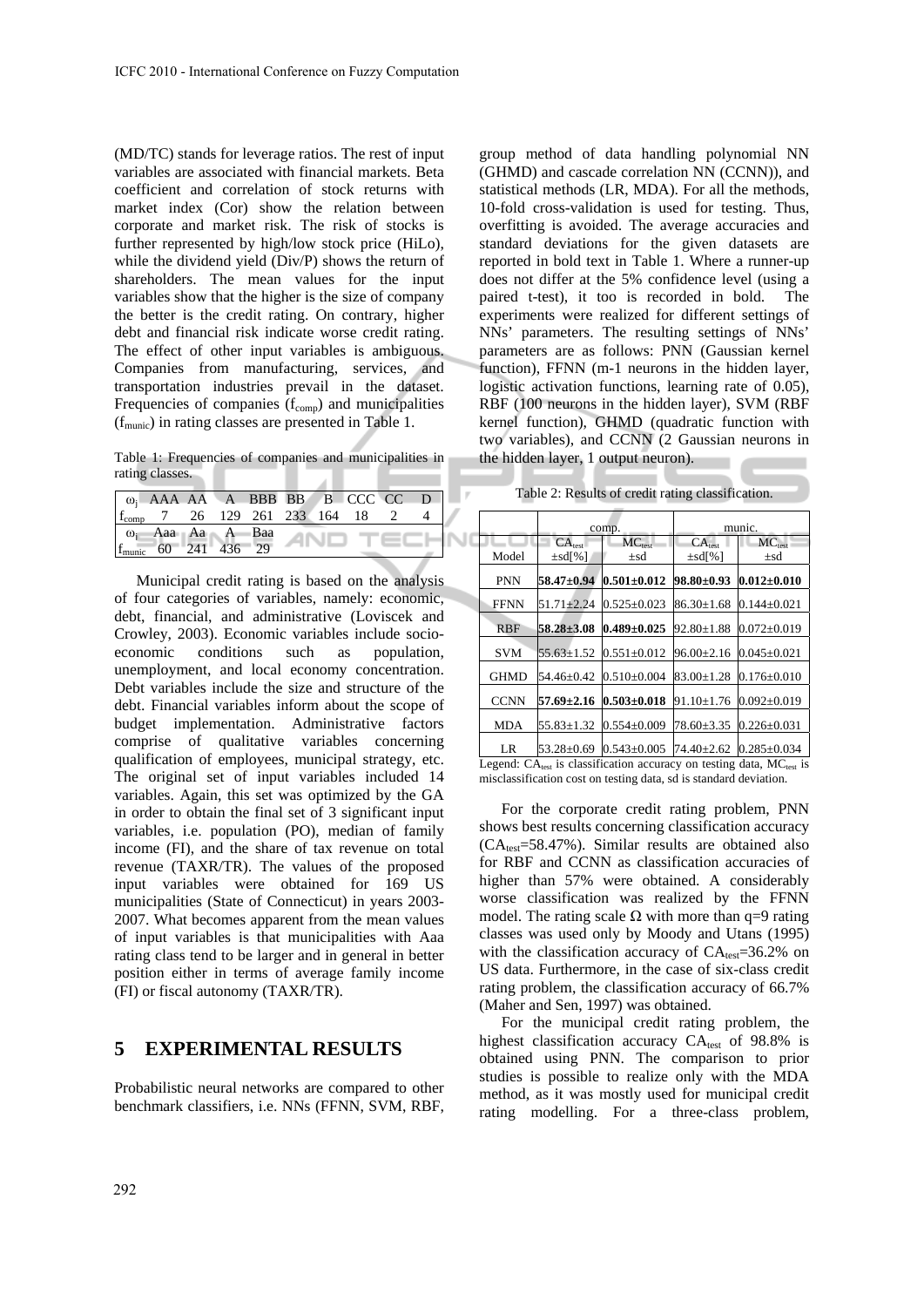(MD/TC) stands for leverage ratios. The rest of input variables are associated with financial markets. Beta coefficient and correlation of stock returns with market index (Cor) show the relation between corporate and market risk. The risk of stocks is further represented by high/low stock price (HiLo), while the dividend yield (Div/P) shows the return of shareholders. The mean values for the input variables show that the higher is the size of company the better is the credit rating. On contrary, higher debt and financial risk indicate worse credit rating. The effect of other input variables is ambiguous. Companies from manufacturing, services, and transportation industries prevail in the dataset. Frequencies of companies ($f_{comp}$) and municipalities ($f_{munic}$) in rating classes are presented in Table 1.

Table 1: Frequencies of companies and municipalities in rating classes.

| $\omega_j$ | AAA | AA | A | BBB | BB | B | CCC | CC | D |
|---|---|---|---|---|---|---|---|---|---|
| $f_{comp}$ | 7 | 26 | 129 | 261 | 233 | 164 | 18 | 2 | 4 |
| $\omega_j$ | Aaa | Aa | A | Baa | | | | | |
| $f_{munic}$ | 60 | 241 | 436 | 29 | | | | | |

Municipal credit rating is based on the analysis of four categories of variables, namely: economic, debt, financial, and administrative (Loviscek and Crowley, 2003). Economic variables include socio-economic conditions such as population, unemployment, and local economy concentration. Debt variables include the size and structure of the debt. Financial variables inform about the scope of budget implementation. Administrative factors comprise of qualitative variables concerning qualification of employees, municipal strategy, etc. The original set of input variables included 14 variables. Again, this set was optimized by the GA in order to obtain the final set of 3 significant input variables, i.e. population (PO), median of family income (FI), and the share of tax revenue on total revenue (TAXR/TR). The values of the proposed input variables were obtained for 169 US municipalities (State of Connecticut) in years 2003-2007. What becomes apparent from the mean values of input variables is that municipalities with Aaa rating class tend to be larger and in general in better position either in terms of average family income (FI) or fiscal autonomy (TAXR/TR).

## 5 EXPERIMENTAL RESULTS

Probabilistic neural networks are compared to other benchmark classifiers, i.e. NNs (FFNN, SVM, RBF, group method of data handling polynomial NN (GHMD) and cascade correlation NN (CCNN)), and statistical methods (LR, MDA). For all the methods, 10-fold cross-validation is used for testing. Thus, overfitting is avoided. The average accuracies and standard deviations for the given datasets are reported in bold text in Table 1. Where a runner-up does not differ at the 5% confidence level (using a paired t-test), it too is recorded in bold. The experiments were realized for different settings of NNs' parameters. The resulting settings of NNs' parameters are as follows: PNN (Gaussian kernel function), FFNN (m-1 neurons in the hidden layer, logistic activation functions, learning rate of 0.05), RBF (100 neurons in the hidden layer), SVM (RBF kernel function), GHMD (quadratic function with two variables), and CCNN (2 Gaussian neurons in the hidden layer, 1 output neuron).

Table 2: Results of credit rating classification.

| | comp. | | munic. | |
|---|---|---|---|---|
| Model | $CA_{test}$ ±sd[%] | $MC_{test}$ ±sd | $CA_{test}$ ±sd[%] | $MC_{test}$ ±sd |
| PNN | **58.47±0.94** | **0.501±0.012** | **98.80±0.93** | **0.012±0.010** |
| FFNN | 51.71±2.24 | 0.525±0.023 | 86.30±1.68 | 0.144±0.021 |
| RBF | **58.28±3.08** | **0.489±0.025** | 92.80±1.88 | 0.072±0.019 |
| SVM | 55.63±1.52 | 0.551±0.012 | 96.00±2.16 | 0.045±0.021 |
| GHMD | 54.46±0.42 | 0.510±0.004 | 83.00±1.28 | 0.176±0.010 |
| CCNN | **57.69±2.16** | **0.503±0.018** | 91.10±1.76 | 0.092±0.019 |
| MDA | 55.83±1.32 | 0.554±0.009 | 78.60±3.35 | 0.226±0.031 |
| LR | 53.28±0.69 | 0.543±0.005 | 74.40±2.62 | 0.285±0.034 |

Legend: $CA_{test}$ is classification accuracy on testing data, $MC_{test}$ is misclassification cost on testing data, sd is standard deviation.

For the corporate credit rating problem, PNN shows best results concerning classification accuracy ($CA_{test}$=58.47%). Similar results are obtained also for RBF and CCNN as classification accuracies of higher than 57% were obtained. A considerably worse classification was realized by the FFNN model. The rating scale $\Omega$ with more than q=9 rating classes was used only by Moody and Utans (1995) with the classification accuracy of $CA_{test}$=36.2% on US data. Furthermore, in the case of six-class credit rating problem, the classification accuracy of 66.7% (Maher and Sen, 1997) was obtained.

For the municipal credit rating problem, the highest classification accuracy $CA_{test}$ of 98.8% is obtained using PNN. The comparison to prior studies is possible to realize only with the MDA method, as it was mostly used for municipal credit rating modelling. For a three-class problem,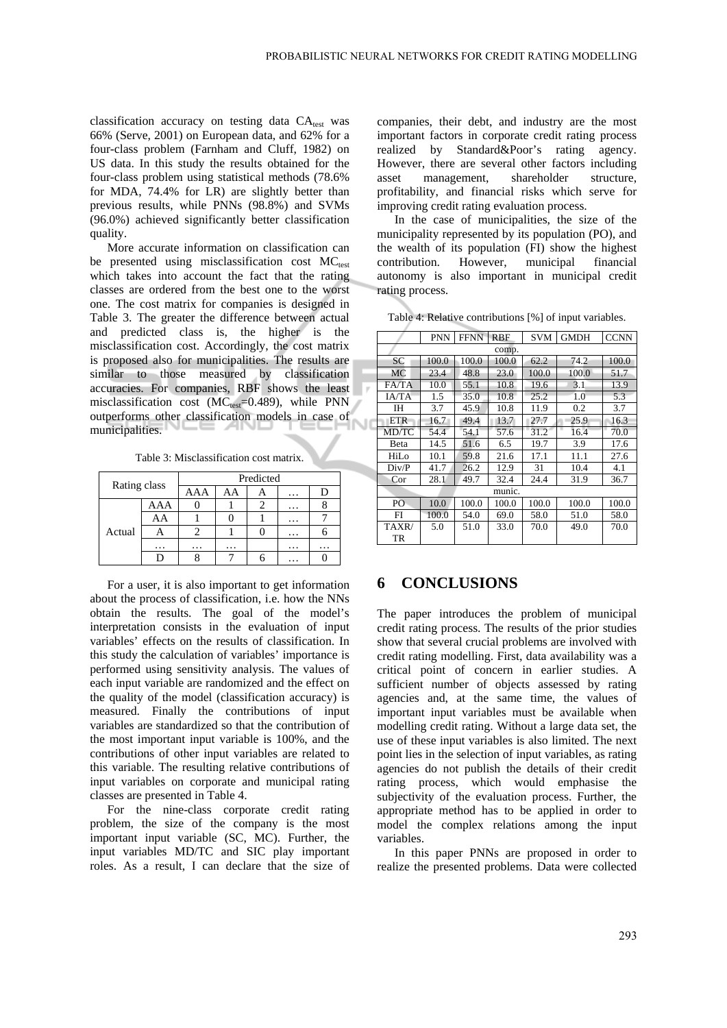classification accuracy on testing data $CA_{test}$ was 66% (Serve, 2001) on European data, and 62% for a four-class problem (Farnham and Cluff, 1982) on US data. In this study the results obtained for the four-class problem using statistical methods (78.6% for MDA, 74.4% for LR) are slightly better than previous results, while PNNs (98.8%) and SVMs (96.0%) achieved significantly better classification quality.

More accurate information on classification can be presented using misclassification cost $MC_{test}$ which takes into account the fact that the rating classes are ordered from the best one to the worst one. The cost matrix for companies is designed in Table 3. The greater the difference between actual and predicted class is, the higher is the misclassification cost. Accordingly, the cost matrix is proposed also for municipalities. The results are similar to those measured by classification accuracies. For companies, RBF shows the least misclassification cost ($MC_{test}$=0.489), while PNN outperforms other classification models in case of municipalities.

Table 3: Misclassification cost matrix.

| Rating class | | Predicted | | | | |
|---|---|---|---|---|---|---|
| | | AAA | AA | A | … | D |
| Actual | AAA | 0 | 1 | 2 | … | 8 |
| | AA | 1 | 0 | 1 | … | 7 |
| | A | 2 | 1 | 0 | … | 6 |
| | … | … | … | | … | … |
| | D | 8 | 7 | 6 | … | 0 |

For a user, it is also important to get information about the process of classification, i.e. how the NNs obtain the results. The goal of the model's interpretation consists in the evaluation of input variables' effects on the results of classification. In this study the calculation of variables' importance is performed using sensitivity analysis. The values of each input variable are randomized and the effect on the quality of the model (classification accuracy) is measured. Finally the contributions of input variables are standardized so that the contribution of the most important input variable is 100%, and the contributions of other input variables are related to this variable. The resulting relative contributions of input variables on corporate and municipal rating classes are presented in Table 4.

For the nine-class corporate credit rating problem, the size of the company is the most important input variable (SC, MC). Further, the input variables MD/TC and SIC play important roles. As a result, I can declare that the size of companies, their debt, and industry are the most important factors in corporate credit rating process realized by Standard&Poor's rating agency. However, there are several other factors including asset management, shareholder structure, profitability, and financial risks which serve for improving credit rating evaluation process.

In the case of municipalities, the size of the municipality represented by its population (PO), and the wealth of its population (FI) show the highest contribution. However, municipal financial autonomy is also important in municipal credit rating process.

Table 4: Relative contributions [%] of input variables.

| | PNN | FFNN | RBF | SVM | GMDH | CCNN |
|---|---|---|---|---|---|---|
| comp. | | | | | | |
| SC | 100.0 | 100.0 | 100.0 | 62.2 | 74.2 | 100.0 |
| MC | 23.4 | 48.8 | 23.0 | 100.0 | 100.0 | 51.7 |
| FA/TA | 10.0 | 55.1 | 10.8 | 19.6 | 3.1 | 13.9 |
| IA/TA | 1.5 | 35.0 | 10.8 | 25.2 | 1.0 | 5.3 |
| IH | 3.7 | 45.9 | 10.8 | 11.9 | 0.2 | 3.7 |
| ETR | 16.7 | 49.4 | 13.7 | 27.7 | 25.9 | 16.3 |
| MD/TC | 54.4 | 54.1 | 57.6 | 31.2 | 16.4 | 70.0 |
| Beta | 14.5 | 51.6 | 6.5 | 19.7 | 3.9 | 17.6 |
| HiLo | 10.1 | 59.8 | 21.6 | 17.1 | 11.1 | 27.6 |
| Div/P | 41.7 | 26.2 | 12.9 | 31 | 10.4 | 4.1 |
| Cor | 28.1 | 49.7 | 32.4 | 24.4 | 31.9 | 36.7 |
| munic. | | | | | | |
| PO | 10.0 | 100.0 | 100.0 | 100.0 | 100.0 | 100.0 |
| FI | 100.0 | 54.0 | 69.0 | 58.0 | 51.0 | 58.0 |
| TAXR/TR | 5.0 | 51.0 | 33.0 | 70.0 | 49.0 | 70.0 |

## 6 CONCLUSIONS

The paper introduces the problem of municipal credit rating process. The results of the prior studies show that several crucial problems are involved with credit rating modelling. First, data availability was a critical point of concern in earlier studies. A sufficient number of objects assessed by rating agencies and, at the same time, the values of important input variables must be available when modelling credit rating. Without a large data set, the use of these input variables is also limited. The next point lies in the selection of input variables, as rating agencies do not publish the details of their credit rating process, which would emphasise the subjectivity of the evaluation process. Further, the appropriate method has to be applied in order to model the complex relations among the input variables.

In this paper PNNs are proposed in order to realize the presented problems. Data were collected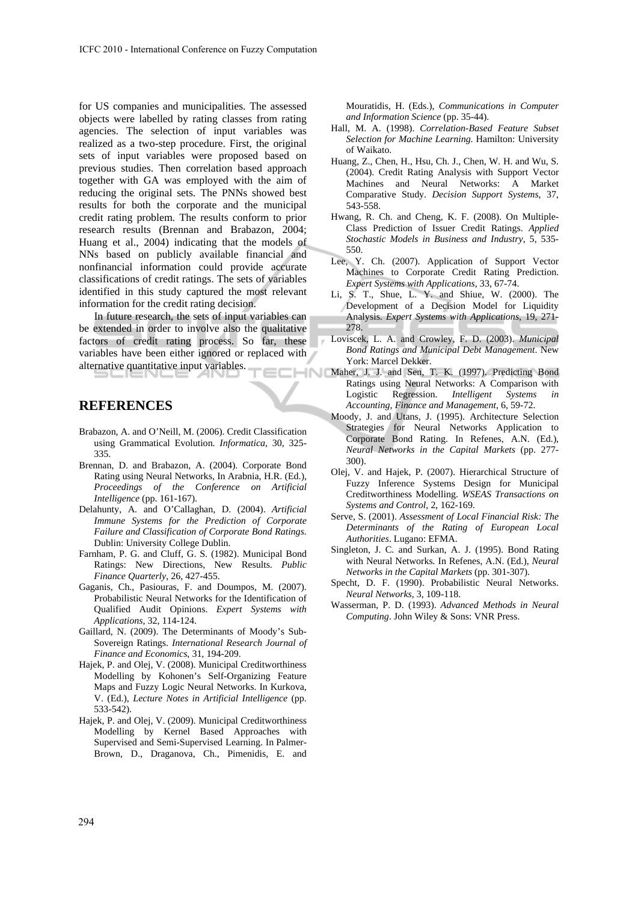for US companies and municipalities. The assessed objects were labelled by rating classes from rating agencies. The selection of input variables was realized as a two-step procedure. First, the original sets of input variables were proposed based on previous studies. Then correlation based approach together with GA was employed with the aim of reducing the original sets. The PNNs showed best results for both the corporate and the municipal credit rating problem. The results conform to prior research results (Brennan and Brabazon, 2004; Huang et al., 2004) indicating that the models of NNs based on publicly available financial and nonfinancial information could provide accurate classifications of credit ratings. The sets of variables identified in this study captured the most relevant information for the credit rating decision.

In future research, the sets of input variables can be extended in order to involve also the qualitative factors of credit rating process. So far, these variables have been either ignored or replaced with alternative quantitative input variables.

## REFERENCES

Brabazon, A. and O'Neill, M. (2006). Credit Classification using Grammatical Evolution. *Informatica*, 30, 325-335.

Brennan, D. and Brabazon, A. (2004). Corporate Bond Rating using Neural Networks, In Arabnia, H.R. (Ed.), *Proceedings of the Conference on Artificial Intelligence* (pp. 161-167).

Delahunty, A. and O'Callaghan, D. (2004). *Artificial Immune Systems for the Prediction of Corporate Failure and Classification of Corporate Bond Ratings*. Dublin: University College Dublin.

Farnham, P. G. and Cluff, G. S. (1982). Municipal Bond Ratings: New Directions, New Results. *Public Finance Quarterly*, 26, 427-455.

Gaganis, Ch., Pasiouras, F. and Doumpos, M. (2007). Probabilistic Neural Networks for the Identification of Qualified Audit Opinions. *Expert Systems with Applications*, 32, 114-124.

Gaillard, N. (2009). The Determinants of Moody's Sub-Sovereign Ratings. *International Research Journal of Finance and Economics*, 31, 194-209.

Hajek, P. and Olej, V. (2008). Municipal Creditworthiness Modelling by Kohonen's Self-Organizing Feature Maps and Fuzzy Logic Neural Networks. In Kurkova, V. (Ed.), *Lecture Notes in Artificial Intelligence* (pp. 533-542).

Hajek, P. and Olej, V. (2009). Municipal Creditworthiness Modelling by Kernel Based Approaches with Supervised and Semi-Supervised Learning. In Palmer-Brown, D., Draganova, Ch., Pimenidis, E. and Mouratidis, H. (Eds.), *Communications in Computer and Information Science* (pp. 35-44).

Hall, M. A. (1998). *Correlation-Based Feature Subset Selection for Machine Learning*. Hamilton: University of Waikato.

Huang, Z., Chen, H., Hsu, Ch. J., Chen, W. H. and Wu, S. (2004). Credit Rating Analysis with Support Vector Machines and Neural Networks: A Market Comparative Study. *Decision Support Systems*, 37, 543-558.

Hwang, R. Ch. and Cheng, K. F. (2008). On Multiple-Class Prediction of Issuer Credit Ratings. *Applied Stochastic Models in Business and Industry*, 5, 535-550.

Lee, Y. Ch. (2007). Application of Support Vector Machines to Corporate Credit Rating Prediction. *Expert Systems with Applications*, 33, 67-74.

Li, S. T., Shue, L. Y. and Shiue, W. (2000). The Development of a Decision Model for Liquidity Analysis. *Expert Systems with Applications*, 19, 271-278.

Loviscek, L. A. and Crowley, F. D. (2003). *Municipal Bond Ratings and Municipal Debt Management*. New York: Marcel Dekker.

Maher, J. J. and Sen, T. K. (1997). Predicting Bond Ratings using Neural Networks: A Comparison with Logistic Regression. *Intelligent Systems in Accounting, Finance and Management*, 6, 59-72.

Moody, J. and Utans, J. (1995). Architecture Selection Strategies for Neural Networks Application to Corporate Bond Rating. In Refenes, A.N. (Ed.), *Neural Networks in the Capital Markets* (pp. 277-300).

Olej, V. and Hajek, P. (2007). Hierarchical Structure of Fuzzy Inference Systems Design for Municipal Creditworthiness Modelling. *WSEAS Transactions on Systems and Control*, 2, 162-169.

Serve, S. (2001). *Assessment of Local Financial Risk: The Determinants of the Rating of European Local Authorities*. Lugano: EFMA.

Singleton, J. C. and Surkan, A. J. (1995). Bond Rating with Neural Networks. In Refenes, A.N. (Ed.), *Neural Networks in the Capital Markets* (pp. 301-307).

Specht, D. F. (1990). Probabilistic Neural Networks. *Neural Networks*, 3, 109-118.

Wasserman, P. D. (1993). *Advanced Methods in Neural Computing*. John Wiley & Sons: VNR Press.